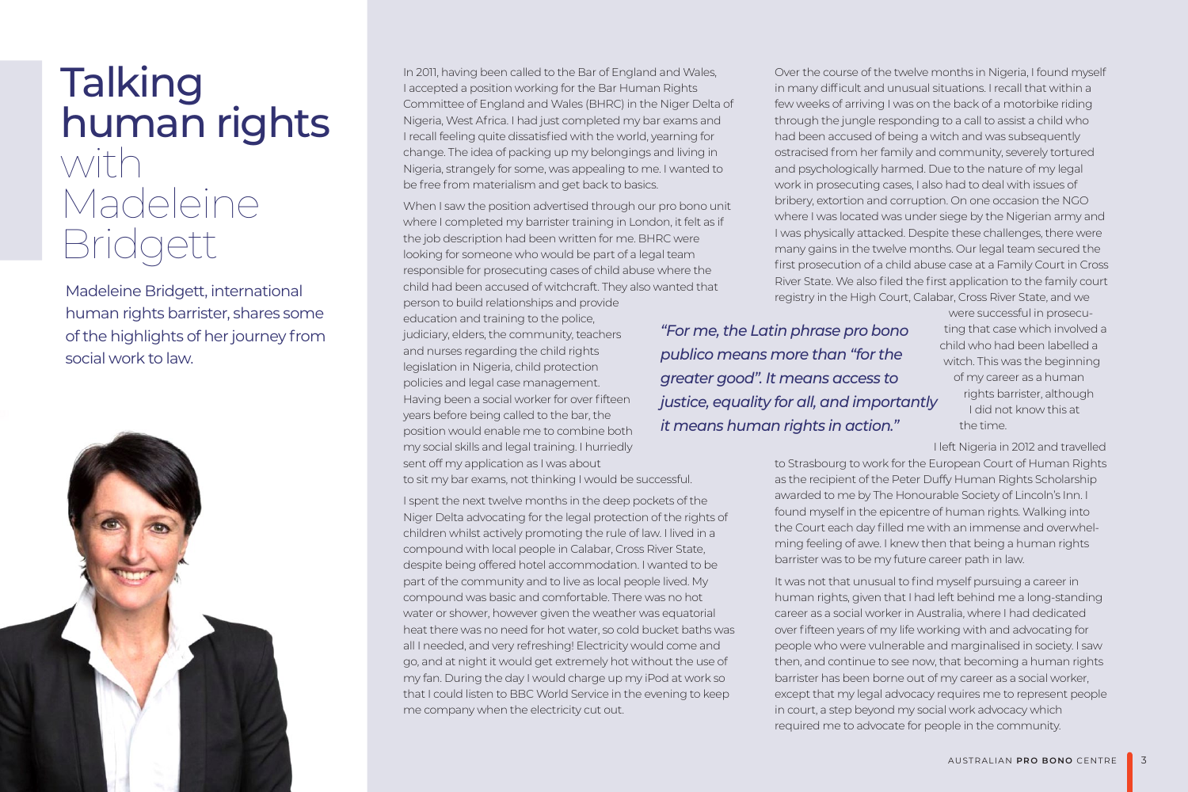# Talking human rights with Madeleine Bridgett

Madeleine Bridgett, international human rights barrister, shares some of the highlights of her journey from social work to law.

In 2011, having been called to the Bar of England and Wales, I accepted a position working for the Bar Human Rights Committee of England and Wales (BHRC) in the Niger Delta of Nigeria, West Africa. I had just completed my bar exams and I recall feeling quite dissatisfied with the world, yearning for change. The idea of packing up my belongings and living in Nigeria, strangely for some, was appealing to me. I wanted to be free from materialism and get back to basics.

When I saw the position advertised through our pro bono unit where I completed my barrister training in London, it felt as if the job description had been written for me. BHRC were looking for someone who would be part of a legal team responsible for prosecuting cases of child abuse where the child had been accused of witchcraft. They also wanted that person to build relationships and provide education and training to the police, judiciary, elders, the community, teachers and nurses regarding the child rights legislation in Nigeria, child protection policies and legal case management. Having been a social worker for over fifteen years before being called to the bar, the position would enable me to combine both my social skills and legal training. I hurriedly sent off my application as I was about to sit my bar exams, not thinking I would be successful.

I spent the next twelve months in the deep pockets of the Niger Delta advocating for the legal protection of the rights of children whilst actively promoting the rule of law. I lived in a compound with local people in Calabar, Cross River State, despite being offered hotel accommodation. I wanted to be part of the community and to live as local people lived. My compound was basic and comfortable. There was no hot water or shower, however given the weather was equatorial heat there was no need for hot water, so cold bucket baths was all I needed, and very refreshing! Electricity would come and go, and at night it would get extremely hot without the use of my fan. During the day I would charge up my iPod at work so that I could listen to BBC World Service in the evening to keep me company when the electricity cut out.

> *"For me, the Latin phrase pro bono publico means more than "for the greater good". It means access to justice, equality for all, and importantly it means human rights in action."*

Over the course of the twelve months in Nigeria, I found myself in many difficult and unusual situations. I recall that within a few weeks of arriving I was on the back of a motorbike riding through the jungle responding to a call to assist a child who had been accused of being a witch and was subsequently ostracised from her family and community, severely tortured and psychologically harmed. Due to the nature of my legal work in prosecuting cases, I also had to deal with issues of bribery, extortion and corruption. On one occasion the NGO where I was located was under siege by the Nigerian army and I was physically attacked. Despite these challenges, there were many gains in the twelve months. Our legal team secured the first prosecution of a child abuse case at a Family Court in Cross River State. We also filed the first application to the family court registry in the High Court, Calabar, Cross River State, and we were successful in prosecuting that case which involved a child who had been labelled a witch. This was the beginning of my career as a human rights barrister, although I did not know this at the time.

I left Nigeria in 2012 and travelled to Strasbourg to work for the European Court of Human Rights as the recipient of the Peter Duffy Human Rights Scholarship awarded to me by The Honourable Society of Lincoln's Inn. I found myself in the epicentre of human rights. Walking into the Court each day filled me with an immense and overwhelming feeling of awe. I knew then that being a human rights barrister was to be my future career path in law.

It was not that unusual to find myself pursuing a career in human rights, given that I had left behind me a long-standing career as a social worker in Australia, where I had dedicated over fifteen years of my life working with and advocating for people who were vulnerable and marginalised in society. I saw then, and continue to see now, that becoming a human rights barrister has been borne out of my career as a social worker, except that my legal advocacy requires me to represent people in court, a step beyond my social work advocacy which required me to advocate for people in the community.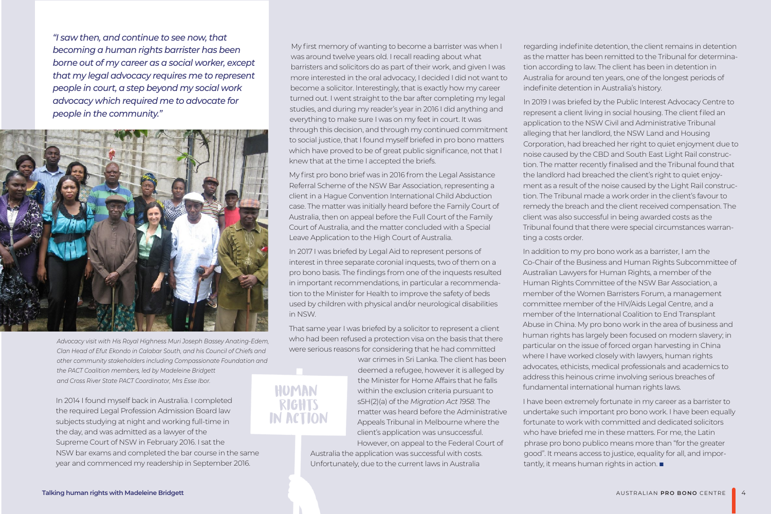*"I saw then, and continue to see now, that becoming a human rights barrister has been borne out of my career as a social worker, except that my legal advocacy requires me to represent people in court, a step beyond my social work advocacy which required me to advocate for people in the community."*

Advocacy visit with His Royal Highness Muri Joseph Bassey Anating-Edem, Clan Head of Efut Ekondo in Calabar South, and his Council of Chiefs and other community stakeholders including Compassionate Foundation and the PACT Coalition members, led by Madeleine Bridgett and Cross River State PACT Coordinator, Mrs Esse Ibor.

In 2014 I found myself back in Australia. I completed the required Legal Profession Admission Board law subjects studying at night and working full-time in the day, and was admitted as a lawyer of the Supreme Court of NSW in February 2016. I sat the NSW bar exams and completed the bar course in the same year and commenced my readership in September 2016.

My first memory of wanting to become a barrister was when I was around twelve years old. I recall reading about what barristers and solicitors do as part of their work, and given I was more interested in the oral advocacy, I decided I did not want to become a solicitor. Interestingly, that is exactly how my career turned out. I went straight to the bar after completing my legal studies, and during my reader's year in 2016 I did anything and everything to make sure I was on my feet in court. It was through this decision, and through my continued commitment to social justice, that I found myself briefed in pro bono matters which have proved to be of great public significance, not that I knew that at the time I accepted the briefs.

My first pro bono brief was in 2016 from the Legal Assistance Referral Scheme of the NSW Bar Association, representing a client in a Hague Convention International Child Abduction case. The matter was initially heard before the Family Court of Australia, then on appeal before the Full Court of the Family Court of Australia, and the matter concluded with a Special Leave Application to the High Court of Australia.

In 2017 I was briefed by Legal Aid to represent persons of interest in three separate coronial inquests, two of them on a pro bono basis. The findings from one of the inquests resulted in important recommendations, in particular a recommendation to the Minister for Health to improve the safety of beds used by children with physical and/or neurological disabilities in NSW.

That same year I was briefed by a solicitor to represent a client who had been refused a protection visa on the basis that there were serious reasons for considering that he had committed war crimes in Sri Lanka. The client has been deemed a refugee, however it is alleged by the Minister for Home Affairs that he falls within the exclusion criteria pursuant to s5H(2)(a) of the *Migration Act 1958*. The matter was heard before the Administrative Appeals Tribunal in Melbourne where the client's application was unsuccessful. However, on appeal to the Federal Court of Australia the application was successful with costs. Unfortunately, due to the current laws in Australia regarding indefinite detention, the client remains in detention as the matter has been remitted to the Tribunal for determination according to law. The client has been in detention in Australia for around ten years, one of the longest periods of indefinite detention in Australia's history.

HUMAN RIGHTS IN ACTION

In 2019 I was briefed by the Public Interest Advocacy Centre to represent a client living in social housing. The client filed an application to the NSW Civil and Administrative Tribunal alleging that her landlord, the NSW Land and Housing Corporation, had breached her right to quiet enjoyment due to noise caused by the CBD and South East Light Rail construction. The matter recently finalised and the Tribunal found that the landlord had breached the client's right to quiet enjoyment as a result of the noise caused by the Light Rail construction. The Tribunal made a work order in the client's favour to remedy the breach and the client received compensation. The client was also successful in being awarded costs as the Tribunal found that there were special circumstances warranting a costs order.

In addition to my pro bono work as a barrister, I am the Co-Chair of the Business and Human Rights Subcommittee of Australian Lawyers for Human Rights, a member of the Human Rights Committee of the NSW Bar Association, a member of the Women Barristers Forum, a management committee member of the HIV/Aids Legal Centre, and a member of the International Coalition to End Transplant Abuse in China. My pro bono work in the area of business and human rights has largely been focused on modern slavery; in particular on the issue of forced organ harvesting in China where I have worked closely with lawyers, human rights advocates, ethicists, medical professionals and academics to address this heinous crime involving serious breaches of fundamental international human rights laws.

I have been extremely fortunate in my career as a barrister to undertake such important pro bono work. I have been equally fortunate to work with committed and dedicated solicitors who have briefed me in these matters. For me, the Latin phrase pro bono publico means more than "for the greater good". It means access to justice, equality for all, and importantly, it means human rights in action. ■